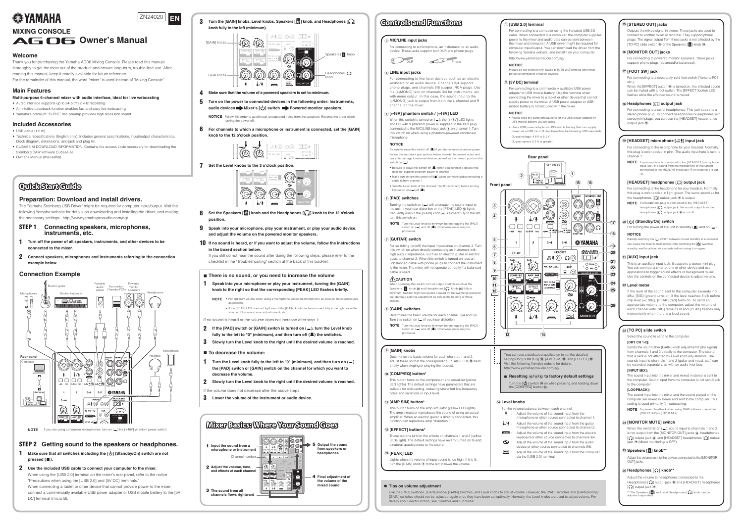# YAMAHA

ZN24020 EN

## MIXING CONSOLE

# AG06 Owner's Manual

## Welcome

Thank you for purchasing the Yamaha AG06 Mixing Console. Please read this manual thoroughly to get the most out of the product and ensure long-term, trouble-free use. After reading this manual, keep it readily available for future reference.
For the remainder of this manual, the word "mixer" is used instead of "Mixing Console."

## Main Features

**Multi-purpose 6-channel mixer with audio interface, ideal for live webcasting**

- Audio interface supports up to 24-bit/192 kHz recording.
- An intuitive Loopback function enables fast and easy live webcasting.
- Yamaha's premium "D-PRE" mic preamp provides high resolution sound.

## Included Accessories

- USB cable (1.5 m)
- Technical Specifications (English only): Includes general specifications, input/output characteristics, block diagram, dimensions, and jack and plug list.
- CUBASE AI DOWNLOAD INFORMATION: Contains the access code necessary for downloading the Steinberg DAW software Cubase AI.
- Owner's Manual (this leaflet)

# Quick Start Guide

## Preparation: Download and install drivers.

The "Yamaha Steinberg USB Driver" might be required for computer input/output. Visit the following Yamaha website for details on downloading and installing the driver, and making the necessary settings. http://www.yamahaproaudio.com/ag/

### STEP 1 Connecting speakers, microphones, instruments, etc.

**1** **Turn off the power of all speakers, instruments, and other devices to be connected to the mixer.**

**2** **Connect speakers, microphones and instruments referring to the connection example below.**

## Connection Example

**NOTE** If you are using condenser microphones, turn on (▬) the [+48V] phantom power switch.

### STEP 2 Getting sound to the speakers or headphones.

**1** **Make sure that all switches including the [⏻] (Standby/On) switch are not pressed (▇).**

**2** **Use the included USB cable to connect your computer to the mixer.**
When using the [USB 2.0] terminal on the mixer's rear panel, refer to the notice "Precautions when using the [USB 2.0] and [5V DC] terminals."
When connecting a tablet or other device that cannot provide power to the mixer, connect a commercially available USB power adapter or USB mobile battery to the [5V DC] terminal (micro B).

**3** **Turn the [GAIN] knobs, Level knobs, Speakers [🔈] knob, and Headphones [🎧] knob fully to the left (minimum).**

**4** **Make sure that the volume of a powered speakers is set to minimum.**

**5** **Turn on the power to connected devices in the following order: Instruments, audio devices ➡ Mixer's [⏻] switch ➡ Powered monitor speakers.**

**NOTICE** Follow this order to avoid loud, unexpected noise from the speakers. Reverse the order when turning the power off.

**6** **For channels to which a microphone or instrument is connected, set the [GAIN] knob to the 12 o'clock position.**

**7** **Set the Level knobs to the 3 o'clock position.**

**8** **Set the Speakers [🔈] knob and the Headphones [🎧] knob to the 12 o'clock position.**

**9** **Speak into your microphone, play your instrument, or play your audio device, and adjust the volume on the powered monitor speakers.**

**10** **If no sound is heard, or if you want to adjust the volume, follow the instructions in the boxed section below.**
If you still do not hear the sound after doing the following steps, please refer to the checklist in the "Troubleshooting" section at the back of this booklet.

### ■ There is no sound, or you need to increase the volume

**1** **Speak into your microphone or play your instrument, turning the [GAIN] knob to the right so that the corresponding [PEAK] LED flashes briefly.**

**NOTE**
- For optimum volume when using a microphone, place the microphone as close to the sound source as possible.
- If the [PEAK] LED does not light even if the [GAIN] knob has been turned fully to the right, raise the volume of the sound source (instrument, etc.).

If no sound is heard or the volume does not increase after step 1:

**2** **If the [PAD] switch or [GAIN] switch is turned on (▬), turn the Level knob fully to the left to "0" (minimum), and then turn off (▇) the switches.**

**3** **Slowly turn the Level knob to the right until the desired volume is reached.**

### ■ To decrease the volume:

**1** **Turn the Level knob fully to the left to "0" (minimum), and then turn on (▬) the [PAD] switch or [GAIN] switch on the channel for which you want to decrease the volume.**

**2** **Slowly turn the Level knob to the right until the desired volume is reached.**

If the volume does not decrease after the above steps:

**3** **Lower the volume of the instrument or audio device.**

# Mixer Basics: Where Your Sound Goes

**1** Input the sound from a microphone or instrument
**2** Adjust the volume, tone, and effects of each channel
**3** The sound from all channels flows rightward
**4** Final adjustment of the volume of the mixed sound
**5** Output the sound from speakers or headphones

# Controls and Functions

**③ MIC/LINE input jacks**

For connecting to a microphone, an instrument, or an audio device. These jacks support both XLR and phone plugs.

**④ LINE input jacks**

For connecting to line-level devices such as an electric keyboard or an audio device. Channels 3/4 support phone plugs, and channels 5/6 support RCA plugs. Use the [L/MONO] jack on channels 3/4 for instruments, etc. with mono output. In this case, the sound input to the [L/MONO] jack is output from both the L channel and R channel on the mixer.

**⑤ [+48V] phantom switch / [+48V] LED**

When this switch is turned on (▬), the [+48V] LED lights and DC +48 V phantom power is supplied to the XLR plug connected to the MIC/LINE input jack ③ on channel 1. Turn this switch on when using a phantom-powered condenser microphone.

**NOTICE**

Be sure to leave this switch off (▇) if you do not need phantom power.
Follow the important precautions below, in order to prevent noise and possible damage to external devices as well as the mixer if you turn this switch on (▬).
- Be sure to leave this switch off (▇) when you connect a device that does not support phantom power to channel 1.
- Make sure to turn this switch off (▇) when connecting/disconnecting a cable to/from channel 1.
- Turn the Level knob of the channel 1 to "0" (minimum) before turning this switch on (▬)/off (▇).

**⑥ [PAD] switches**

Turning the switch on (▬) will attenuate the sound input to the unit. If you hear distortion or the [PEAK] LED ⑬ lights frequently even if the [GAIN] knob ⑨ is turned fully to the left, turn this switch on.

**NOTE** Turn the Level knob to minimum before toggling the [PAD] switch on (▬) and off (▇). Otherwise, noise may be produced.

**⑦ [GUITAR] switch**

For switching (on/off) the input impedance on channel 2. Turn this switch on when directly connecting an instrument with high output impedance, such as an electric guitar or electric bass, to channel 2. When this switch is turned on, use an unbalanced cable with phone plugs to connect the instrument to the mixer. The mixer will not operate correctly if a balanced cable is used.

**⚠CAUTION**

When operating this switch, turn all output controls (such as the Speakers [🔈] knob ㉕ and Headphones [🎧] knob ㉖) fully to minimum. Sudden high level peaks caused by the switching operation can damage external equipment as well as the hearing of those present.

**⑧ [GAIN] switches**

Determines the basic volume for each channel, 3/4 and 5/6. Turn this switch on (▬) if you hear distortion.

**NOTE** Turn the Level knob to minimum before toggling the [PAD] switch on (▬) and off (▇). Otherwise, noise may be produced.

**⑨ [GAIN] knobs**

Determines the basic volume for each channel, 1 and 2. Adjust these so that the corresponding [PEAK] LEDs ⑬ flash briefly when singing or playing the loudest.

**⑩ [COMP/EQ] button***

This button turns on the compressor and equalizer (yellow LED lights). The default settings have parameters that are suitable for webcasting, reducing unwanted low-frequency noise and variations in input level.

**⑪ [AMP SIM] button***

This button turns on the amp simulator (yellow LED lights). The amp simulator reproduces the sound of using an actual amplifier. When an electric guitar is directly connected, this function can reproduce amp "distortion."

**⑫ [EFFECT] buttons***

These buttons turn on the effects on channels 1 and 2 (yellow LEDs light). The default settings have reverb turned on to add a natural spaciousness to the sound.

**⑬ [PEAK] LED**

Lights when the volume of input sound is too high. If it is lit, turn the [GAIN] knob ⑨ to the left to lower the volume.

**① [USB 2.0] terminal**

For connecting to a computer using the included USB 2.0 cable. When connected to a computer, the computer supplies power to the mixer and audio data can be sent between the mixer and computer. A USB driver might be required for computer input/output. You can download the driver from the following Yamaha website, and install it on your computer.

http://www.yamahaproaudio.com/ag/

**NOTICE**

Please do not connect any device to [USB 2.0] terminal other than personal computers or tablet devices.

**② [5V DC] terminal**

For connecting to a commercially available USB power adapter or USB mobile battery. Use this terminal when connecting the mixer to a tablet or other device that cannot supply power to the mixer. A USB power adapter or USB mobile battery is not included with the mixer.

**NOTICE**

- Please read the safety precautions for the USB power adapter or USB mobile battery you are using.
- Use a USB power adapter or USB mobile battery that can supply power via a USB micro B plug based on the following USB standards.
Output voltage: 4.8 V to 5.2 V
Output current: 0.5 A or greater

Rear panel

Front panel

*You can use a dedicated application to set the detailed settings for [COMP/EQ] ⑩, [AMP SIM] ⑪, and [EFFECT] ⑫. Visit the following Yamaha website for details.
http://www.yamahaproaudio.com/ag/

**■ Resetting ⑩/⑪/⑫ to factory default settings**

Turn the [⏻] switch ⑳ on while pressing and holding down the [COMP/EQ] button ⑩.

**⑭ Level knobs**

Set the volume balance between each channel.

| | |
|---|---|
| 🎤 | Adjust the volume of the sound input from the microphone or other source connected to channel 1. |
| 🎸/🎤 | Adjust the volume of the sound input from the guitar, microphone or other source connected to channel 2. |
| ⌨ | Adjust the volume of the sound input from the electric keyboard or other source connected to channels 3/4. |
| ◎ | Adjust the volume of the sound input from the audio device or other source connected to channels 5/6. |
| 💻 | Adjust the volume of the sound input from the computer via the [USB 2.0] terminal. |

**⑮ [STEREO OUT] jacks**

Outputs the mixed signal in stereo. These jacks are used to connect to another mixer or recorder. They support phone plugs. The signal output from these jacks is not affected by the [TO PC] slide switch ㉓ or the Speakers [🔈] knob ㉕.

**⑯ [MONITOR OUT] jacks**

For connecting to powered monitor speakers. These jacks support phone plugs (balanced/unbalanced).

**⑰ [FOOT SW] jack**

For connecting to a separately-sold foot switch (Yamaha FC5, etc.).
When the [EFFECT] button ⑫ is turned on, the effected sound can be muted with a foot switch. The [EFFECT] button LED flashes while the effected sound is muted.

**⑱ Headphones [🎧] output jack**

For connecting to a set of headphones. This jack supports a stereo phone plug. To connect headphones or earphones with stereo mini plugs, you can use the [HEADSET] headphones output jack ⑲.

**⑲ [HEADSET] microphone [🎤] input jack**

For connecting to the microphone for your headset. Normally this plug is color-coded in pink. The audio input here is sent to channel 1.

**NOTE** If a microphone is connected to the [HEADSET] microphone input jack, the sound from the microphone or instrument connected to the MIC/LINE input jack ③ on channel 1 is cut off.

**[HEADSET] headphones [🎧] output jack**

For connecting to the headphone for your headset. Normally this plug is color-coded in light green. The same sound as for the headphones [🎧] output jack ⑱ is output.

**NOTE** If a headphone plug is connected to the [HEADSET] headphones [🎧] output jack, the sound output from the headphones [🎧] output jack ⑱ is cut off.

**⑳ [⏻] (Standby/On) switch**

For turning the power of the unit to standby (▇) and on (▬).

**NOTICE**

Rapidly switching the [⏻] switch between on and standby in succession can cause the mixer to malfunction. After switching the [⏻] switch to standby, wait for at least six seconds before turning it on again.

**㉑ [AUX] input jack**

This is an auxiliary input jack. It supports a stereo mini plug. You can connect a smartphone or other device and use applications to trigger sound effects or background music. Use the controls on the connected device to adjust volume.

**㉒ Level meter**

If the level of the sound sent to the computer exceeds -10 dBu, [SIG] (green) turns on; if the level reaches 3 dB before clip level (+7 dBu), [PEAK] (red) turns on. To send an appropriate volume to the computer, adjust the volume of each channel until [SIG] remains lit and [PEAK] flashes only momentarily when there is a loud sound.

**㉓ [TO PC] slide switch**

Select the sound to send to the computer.

**[DRY CH 1-2]:**
Sends the sound after [GAIN] knob adjustments (dry signal) from channels 1 and 2 directly to the computer. The sound that is sent is not affected by Level knob adjustments. The sounds input to channels 1 and 2 (guitar and vocal, etc.) can be recorded separately, as with an audio interface.

**[INPUT MIX]:**
The sound input into the mixer and mixed in stereo is sent to the computer. Sound input from the computer is not sent back to the computer.

**[LOOPBACK]:**
The sound input into the mixer and the sound played on the computer are mixed in stereo and sent to the computer. This setting is used primarily for webcasting.

**NOTE** To prevent feedback when using DAW software, use either [DRY CH1-2] or [INPUT MIX].

**㉔ [MONITOR MUTE] switch**

When this switch is on (▬), sound input to channels 1 and 2 is not output from the [MONITOR OUT] jacks ⑯, headphones [🎧] output jack ⑱, and [HEADSET] headphones [🎧] output jack ⑲ (direct monitoring is OFF).

**㉕ Speakers [🔈] knob****

Adjust the volume sent to the device connected to the [MONITOR OUT] jacks.

**㉖ Headphones [🎧] knob****

Adjust the volume to headphones connected to the Headphones [🎧] output jack ⑱ and [HEADSET] headphones [🎧] output jack ⑲.

** The Speakers [🔈] knob and Headphones [🎧] knob can be adjusted separately.

### ■ Tips on volume adjustment

Use the [PAD] switches, [GAIN] knobs/ [GAIN] switches, and Level knobs to adjust volume. However, the [PAD] switches and [GAIN] knobs/ [GAIN] switches should not be adjusted again once they have been set optimally. Normally, the Level knobs are used to adjust volume. For details about each function, see "Controls and Functions."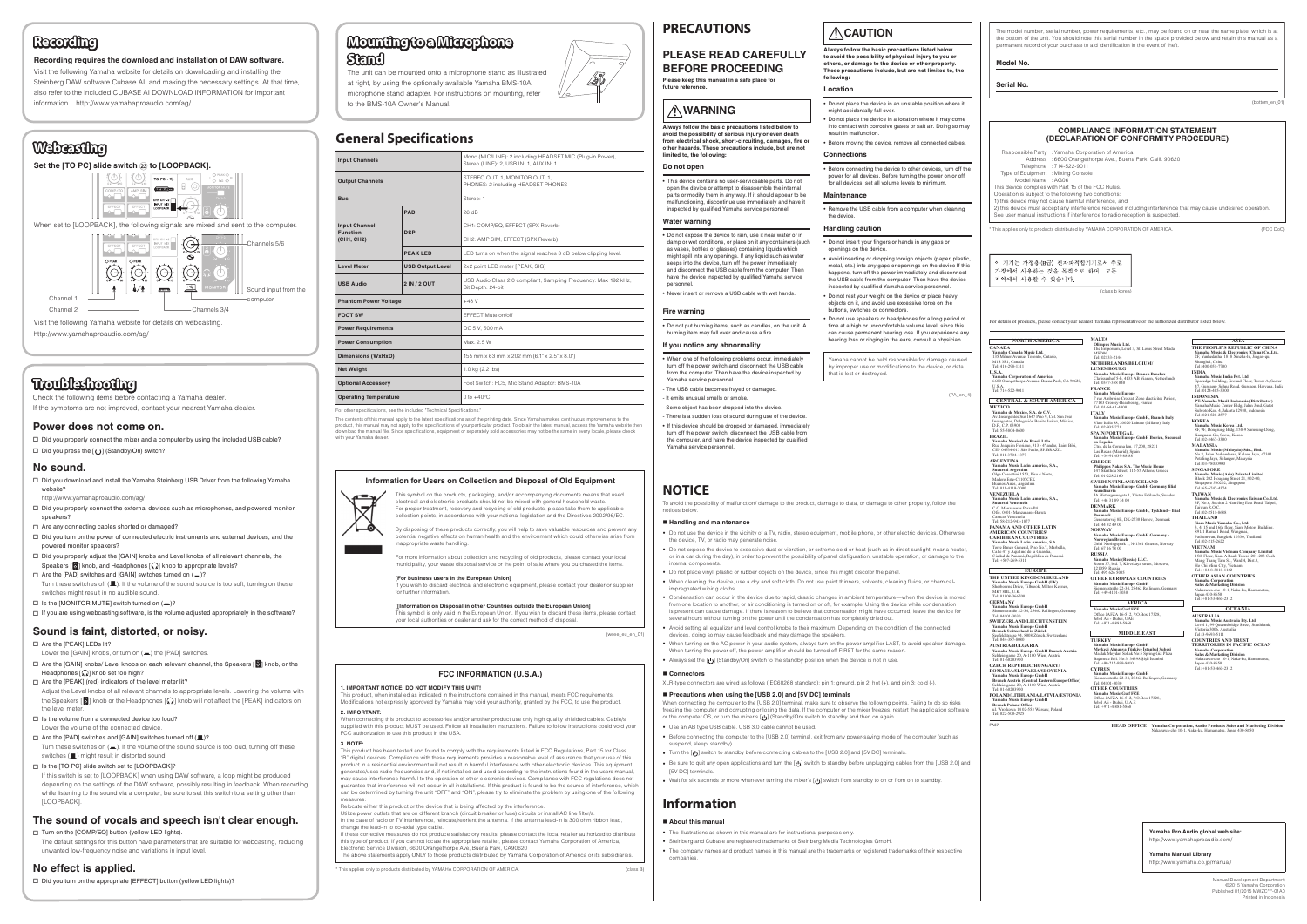# Recording

**Recording requires the download and installation of DAW software.**

Visit the following Yamaha website for details on downloading and installing the Steinberg DAW software Cubase AI, and making the necessary settings. At that time, also refer to the included CUBASE AI DOWNLOAD INFORMATION for important information. http://www.yamahaproaudio.com/ag/

# Webcasting

**Set the [TO PC] slide switch ㉓ to [LOOPBACK].**

When set to [LOOPBACK], the following signals are mixed and sent to the computer.

Channel 1

Channel 2

Channels 5/6

Channels 3/4

Sound input from the computer

Visit the following Yamaha website for details on webcasting.
http://www.yamahaproaudio.com/ag/

# Troubleshooting

Check the following items before contacting a Yamaha dealer.
If the symptoms are not improved, contact your nearest Yamaha dealer.

## Power does not come on.

- ☐ Did you properly connect the mixer and a computer by using the included USB cable?
- ☐ Did you press the [⏻] (Standby/On) switch?

## No sound.

- ☐ Did you download and install the Yamaha Steinberg USB Driver from the following Yamaha website?
  http://www.yamahaproaudio.com/ag/
- ☐ Did you properly connect the external devices such as microphones, and powered monitor speakers?
- ☐ Are any connecting cables shorted or damaged?
- ☐ Did you turn on the power of connected electric instruments and external devices, and the powered monitor speakers?
- ☐ Did you properly adjust the [GAIN] knobs and Level knobs of all relevant channels, the Speakers [🔊] knob, and Headphones [🎧] knob to appropriate levels?
- ☐ Are the [PAD] switches and [GAIN] switches turned on (▬)?
  Turn these switches off (■). If the volume of the sound source is too soft, turning on these switches might result in no audible sound.
- ☐ Is the [MONITOR MUTE] switch turned on (▬)?
- ☐ If you are using webcasting software, is the volume adjusted appropriately in the software?

## Sound is faint, distorted, or noisy.

- ☐ Are the [PEAK] LEDs lit?
  Lower the [GAIN] knobs, or turn on (▬) the [PAD] switches.
- ☐ Are the [GAIN] knobs/ Level knobs on each relevant channel, the Speakers [🔊] knob, or the Headphones [🎧] knob set too high?
- ☐ Are the [PEAK] (red) indicators of the level meter lit?
  Adjust the Level knobs of all relevant channels to appropriate levels. Lowering the volume with the Speakers [🔊] knob or the Headphones [🎧] knob will not affect the [PEAK] indicators on the level meter.
- ☐ Is the volume from a connected device too loud?
  Lower the volume of the connected device.
- ☐ Are the [PAD] switches and [GAIN] switches turned off (■)?
  Turn these switches on (▬). If the volume of the sound source is too loud, turning off these switches (■) might result in distorted sound.
- ☐ Is the [TO PC] slide switch set to [LOOPBACK]?
  If this switch is set to [LOOPBACK] when using DAW software, a loop might be produced depending on the settings of the DAW software, possibly resulting in feedback. When recording while listening to the sound via a computer, be sure to set this switch to a setting other than [LOOPBACK].

## The sound of vocals and speech isn't clear enough.

- ☐ Turn on the [COMP/EQ] button (yellow LED lights).
  The default settings for this button have parameters that are suitable for webcasting, reducing unwanted low-frequency noise and variations in input level.

## No effect is applied.

- ☐ Did you turn on the appropriate [EFFECT] button (yellow LED lights)?

# Mounting to a Microphone Stand

The unit can be mounted onto a microphone stand as illustrated at right, by using the optionally available Yamaha BMS-10A microphone stand adapter. For instructions on mounting, refer to the BMS-10A Owner's Manual.

# General Specifications

| | | |
|---|---|---|
| Input Channels | | Mono (MIC/LINE): 2 including HEADSET MIC (Plug-in Power), Stereo (LINE): 2, USB IN: 1, AUX IN: 1 |
| Output Channels | | STEREO OUT: 1, MONITOR OUT: 1, PHONES: 2 including HEADSET PHONES |
| Bus | | Stereo: 1 |
| Input Channel Function (CH1, CH2) | PAD | 26 dB |
| | DSP | CH1: COMP/EQ, EFFECT (SPX Reverb) |
| | | CH2: AMP SIM, EFFECT (SPX Reverb) |
| | PEAK LED | LED turns on when the signal reaches 3 dB below clipping level. |
| Level Meter | USB Output Level | 2x2 point LED meter [PEAK, SIG] |
| USB Audio | 2 IN / 2 OUT | USB Audio Class 2.0 compliant, Sampling Frequency: Max 192 kHz, Bit Depth: 24-bit |
| Phantom Power Voltage | | +48 V |
| FOOT SW | | EFFECT Mute on/off |
| Power Requirements | | DC 5 V, 500 mA |
| Power Consumption | | Max. 2.5 W |
| Dimensions (WxHxD) | | 155 mm x 63 mm x 202 mm (6.1" x 2.5" x 8.0") |
| Net Weight | | 1.0 kg (2.2 lbs) |
| Optional Accessory | | Foot Switch: FC5, Mic Stand Adapter: BMS-10A |
| Operating Temperature | | 0 to +40 °C |

For other specifications, see the included "Technical Specifications."

The contents of this manual apply to the latest specifications as of the printing date. Since Yamaha makes continuous improvements to the product, this manual may not apply to the specifications of your particular product. To obtain the latest manual, access the Yamaha website then download the manual file. Since specifications, equipment or separately sold accessories may not be the same in every locale, please check with your Yamaha dealer.

## Information for Users on Collection and Disposal of Old Equipment

This symbol on the products, packaging, and/or accompanying documents means that used electrical and electronic products should not be mixed with general household waste.
For proper treatment, recovery and recycling of old products, please take them to applicable collection points, in accordance with your national legislation and the Directives 2002/96/EC.

By disposing of these products correctly, you will help to save valuable resources and prevent any potential negative effects on human health and the environment which could otherwise arise from inappropriate waste handling.

For more information about collection and recycling of old products, please contact your local municipality, your waste disposal service or the point of sale where you purchased the items.

**[For business users in the European Union]**
If you wish to discard electrical and electronic equipment, please contact your dealer or supplier for further information.

**[Information on Disposal in other Countries outside the European Union]**
This symbol is only valid in the European Union. If you wish to discard these items, please contact your local authorities or dealer and ask for the correct method of disposal.

(weee_eu_en_01)

## FCC INFORMATION (U.S.A.)

**1. IMPORTANT NOTICE: DO NOT MODIFY THIS UNIT!**
This product, when installed as indicated in the instructions contained in this manual, meets FCC requirements. Modifications not expressly approved by Yamaha may void your authority, granted by the FCC, to use the product.

**2. IMPORTANT:**
When connecting this product to accessories and/or another product use only high quality shielded cables. Cable/s supplied with this product MUST be used. Follow all installation instructions. Failure to follow instructions could void your FCC authorization to use this product in the USA.

**3. NOTE:**
This product has been tested and found to comply with the requirements listed in FCC Regulations, Part 15 for Class "B" digital devices. Compliance with these requirements provides a reasonable level of assurance that your use of this product in a residential environment will not result in harmful interference with other electronic devices. This equipment generates/uses radio frequencies and, if not installed and used according to the instructions found in the users manual, may cause interference harmful to the operation of other electronic devices. Compliance with FCC regulations does not guarantee that interference will not occur in all installations. If this product is found to be the source of interference, which can be determined by turning the unit "OFF" and "ON", please try to eliminate the problem by using one of the following measures:
Relocate either this product or the device that is being affected by the interference.
Utilize power outlets that are on different branch (circuit breaker or fuse) circuits or install AC line filter/s.
In the case of radio or TV interference, relocate/reorient the antenna. If the antenna lead-in is 300 ohm ribbon lead, change the lead-in to co-axial type cable.
If these corrective measures do not produce satisfactory results, please contact the local retailer authorized to distribute this type of product. If you can not locate the appropriate retailer, please contact Yamaha Corporation of America, Electronic Service Division, 6600 Orangethorpe Ave, Buena Park, CA90620
The above statements apply ONLY to those products distributed by Yamaha Corporation of America or its subsidiaries.

* This applies only to products distributed by YAMAHA CORPORATION OF AMERICA. (class B)

# PRECAUTIONS

## PLEASE READ CAREFULLY BEFORE PROCEEDING

**Please keep this manual in a safe place for future reference.**

## ⚠WARNING

**Always follow the basic precautions listed below to avoid the possibility of serious injury or even death from electrical shock, short-circuiting, damages, fire or other hazards. These precautions include, but are not limited to, the following:**

### Do not open

- This device contains no user-serviceable parts. Do not open the device or attempt to disassemble the internal parts or modify them in any way. If it should appear to be malfunctioning, discontinue use immediately and have it inspected by qualified Yamaha service personnel.

### Water warning

- Do not expose the device to rain, use it near water or in damp or wet conditions, or place on it any containers (such as vases, bottles or glasses) containing liquids which might spill into any openings. If any liquid such as water seeps into the device, turn off the power immediately and disconnect the USB cable from the computer. Then have the device inspected by qualified Yamaha service personnel.
- Never insert or remove a USB cable with wet hands.

### Fire warning

- Do not put burning items, such as candles, on the unit. A burning item may fall over and cause a fire.

### If you notice any abnormality

- When one of the following problems occur, immediately turn off the power switch and disconnect the USB cable from the computer. Then have the device inspected by Yamaha service personnel.
  - The USB cable becomes frayed or damaged.
  - It emits unusual smells or smoke.
  - Some object has been dropped into the device.
  - There is a sudden loss of sound during use of the device.
- If this device should be dropped or damaged, immediately turn off the power switch, disconnect the USB cable from the computer, and have the device inspected by qualified Yamaha service personnel.

## ⚠CAUTION

**Always follow the basic precautions listed below to avoid the possibility of physical injury to you or others, or damage to the device or other property. These precautions include, but are not limited to, the following:**

### Location

- Do not place the device in an unstable position where it might accidentally fall over.
- Do not place the device in a location where it may come into contact with corrosive gases or salt air. Doing so may result in malfunction.
- Before moving the device, remove all connected cables.

### Connections

- Before connecting the device to other devices, turn off the power for all devices. Before turning the power on or off for all devices, set all volume levels to minimum.

### Maintenance

- Remove the USB cable from a computer when cleaning the device.

### Handling caution

- Do not insert your fingers or hands in any gaps or openings on the device.
- Avoid inserting or dropping foreign objects (paper, plastic, metal, etc.) into any gaps or openings on the device If this happens, turn off the power immediately and disconnect the USB cable from the computer. Then have the device inspected by qualified Yamaha service personnel.
- Do not rest your weight on the device or place heavy objects on it, and avoid use excessive force on the buttons, switches or connectors.
- Do not use speakers or headphones for a long period of time at a high or uncomfortable volume level, since this can cause permanent hearing loss. If you experience any hearing loss or ringing in the ears, consult a physician.

Yamaha cannot be held responsible for damage caused by improper use or modifications to the device, or data that is lost or destroyed.

(PA_en_4)

# NOTICE

To avoid the possibility of malfunction/ damage to the product, damage to data, or damage to other property, follow the notices below.

## ■ Handling and maintenance

- Do not use the device in the vicinity of a TV, radio, stereo equipment, mobile phone, or other electric devices. Otherwise, the device, TV, or radio may generate noise.
- Do not expose the device to excessive dust or vibration, or extreme cold or heat (such as in direct sunlight, near a heater, or in a car during the day), in order to prevent the possibility of panel disfiguration, unstable operation, or damage to the internal components.
- Do not place vinyl, plastic or rubber objects on the device, since this might discolor the panel.
- When cleaning the device, use a dry and soft cloth. Do not use paint thinners, solvents, cleaning fluids, or chemical-impregnated wiping cloths.
- Condensation can occur in the device due to rapid, drastic changes in ambient temperature—when the device is moved from one location to another, or air conditioning is turned on or off, for example. Using the device while condensation is present can cause damage. If there is reason to believe that condensation might have occurred, leave the device for several hours without turning on the power until the condensation has completely dried out.
- Avoid setting all equalizer and level control knobs to their maximum. Depending on the condition of the connected devices, doing so may cause feedback and may damage the speakers.
- When turning on the AC power in your audio system, always turn on the power amplifier LAST, to avoid speaker damage. When turning the power off, the power amplifier should be turned off FIRST for the same reason.
- Always set the [⏻] (Standby/On) switch to the standby position when the device is not in use.

## ■ Connectors

XLR-type connectors are wired as follows (IEC60268 standard): pin 1: ground, pin 2: hot (+), and pin 3: cold (-).

## ■ Precautions when using the [USB 2.0] and [5V DC] terminals

When connecting the computer to the [USB 2.0] terminal, make sure to observe the following points. Failing to do so risks freezing the computer and corrupting or losing the data. If the computer or the mixer freezes, restart the application software or the computer OS, or turn the mixer's [⏻] (Standby/On) switch to standby and then on again.

- Use an AB type USB cable. USB 3.0 cable cannot be used.
- Before connecting the computer to the [USB 2.0] terminal, exit from any power-saving mode of the computer (such as suspend, sleep, standby).
- Turn the [⏻] switch to standby before connecting cables to the [USB 2.0] and [5V DC] terminals.
- Be sure to quit any open applications and turn the [⏻] switch to standby before unplugging cables from the [USB 2.0] and [5V DC] terminals.
- Wait for six seconds or more whenever turning the mixer's [⏻] switch from standby to on or from on to standby.

# Information

## ■ About this manual

- The illustrations as shown in this manual are for instructional purposes only.
- Steinberg and Cubase are registered trademarks of Steinberg Media Technologies GmbH.
- The company names and product names in this manual are the trademarks or registered trademarks of their respective companies.

The model number, serial number, power requirements, etc., may be found on or near the name plate, which is at the bottom of the unit. You should note this serial number in the space provided below and retain this manual as a permanent record of your purchase to aid identification in the event of theft.

**Model No.**

**Serial No.**

(bottom_en_01)

## COMPLIANCE INFORMATION STATEMENT (DECLARATION OF CONFORMITY PROCEDURE)

Responsible Party : Yamaha Corporation of America
Address : 6600 Orangethorpe Ave., Buena Park, Calif. 90620
Telephone : 714-522-9011
Type of Equipment : Mixing Console
Model Name : AG06

This device complies with Part 15 of the FCC Rules.
Operation is subject to the following two conditions:
1) this device may not cause harmful interference, and
2) this device must accept any interference received including interference that may cause undesired operation.
See user manual instructions if interference to radio reception is suspected.

* This applies only to products distributed by YAMAHA CORPORATION OF AMERICA. (FCC DoC)

이 기기는 가정용(B급) 전자파적합기기로서 주로 가정에서 사용하는 것을 목적으로 하며, 모든 지역에서 사용할 수 있습니다.

(class b korea)

For details of products, please contact your nearest Yamaha representative or the authorized distributor listed below.

**NORTH AMERICA**

**CANADA**
Yamaha Canada Music Ltd.
135 Milner Avenue, Toronto, Ontario, M1S 3R1, Canada
Tel: 416-298-1311

**U.S.A.**
Yamaha Corporation of America
6600 Orangethorpe Avenue, Buena Park, CA 90620, U.S.A.
Tel: 714-522-9011

**CENTRAL & SOUTH AMERICA**

**MEXICO**
Yamaha de México, S.A. de C.V.
Av. Insurgentes Sur 1647 Piso 9, Col. San José Insurgentes, Delegación Benito Juárez, México, D.F., C.P. 03900
Tel: 55-5804-0600

**BRAZIL**
Yamaha Musical do Brasil Ltda.
Rua Joaquim Floriano, 913 - 4° andar, Itaim Bibi, CEP 04534-013 São Paulo, SP. BRAZIL
Tel: 011-3704-1377

**ARGENTINA**
Yamaha Music Latin America, S.A., Sucursal Argentina
Olga Cossettini 1553, Piso 4 Norte, Madero Este-C1107CEK, Buenos Aires, Argentina
Tel: 54-11-4119-7000

**VENEZUELA**
Yamaha Music Latin America, S.A., Sucursal Venezuela
C.C. Manzanares Plaza P4 Ofic. 0401- Manzanares-Baruta Caracas Venezuela
Tel: 58-212-943-1877

**PANAMA AND OTHER LATIN AMERICAN COUNTRIES/ CARIBBEAN COUNTRIES**
Yamaha Music Latin America, S.A.
Torre Banco General, Piso No.7, Marbella, Calle 47 y Aquilino de la Guardia, Ciudad de Panamá, República de Panamá
Tel: +507-269-5311

**EUROPE**

**THE UNITED KINGDOM/IRELAND**
Yamaha Music Europe GmbH (UK)
Sherbourne Drive, Tilbrook, Milton Keynes, MK7 8BL, U.K.
Tel: 01908-366700

**GERMANY**
Yamaha Music Europe GmbH
Siemensstraße 22-34, 25462 Rellingen, Germany
Tel: 04101-3030

**SWITZERLAND/LIECHTENSTEIN**
Yamaha Music Europe GmbH Branch Switzerland in Zürich
Seefeldstrasse 94, 8008 Zürich, Switzerland
Tel: 044-387-8080

**AUSTRIA/BULGARIA**
Yamaha Music Europe GmbH Branch Austria
Schleiergasse 20, A-1100 Wien, Austria
Tel: 01-60203900

**CZECH REPUBLIC/HUNGARY/ ROMANIA/SLOVAKIA/SLOVENIA**
Yamaha Music Europe GmbH Branch Austria (Central and Eastern Europe Office)
Schleiergasse 20, A-1100 Wien, Austria
Tel: 01-60203900

**POLAND/LITHUANIA/LATVIA/ESTONIA**
Yamaha Music Europe GmbH Branch Poland Office
ul. Wrotkowa 14 02-553 Warsaw, Poland
Tel: 022-500-2925

**MALTA**
Olimpus Music Ltd.
The Emporium, Level 3, St. Louis Street Msida MSD06
Tel: 02133-2144

**NETHERLANDS/BELGIUM/ LUXEMBOURG**
Yamaha Music Europe Branch Benelux
Clarissenhof 5-b, 4133 AB Vianen, Netherlands
Tel: 0347-358 040

**FRANCE**
Yamaha Music Europe
7 rue Ambroise Croizat, Zone d'activités Pariest, 77183 Croissy-Beaubourg, France
Tel: 01-64-61-4000

**ITALY**
Yamaha Music Europe GmbH, Branch Italy
Viale Italia 88, 20020 Lainate (Milano), Italy
Tel: 02-935-771

**SPAIN/PORTUGAL**
Yamaha Music Europe GmbH Ibérica, Sucursal en España
Ctra. de la Coruña km. 17,200, 28231 Las Rozas (Madrid), Spain
Tel: +34-91-639-88-88

**GREECE**
Philippos Nakas S.A. The Music House
147 Skiathou Street, 112-55 Athens, Greece
Tel: 01-228 2160

**SWEDEN/FINLAND/ICELAND**
Yamaha Music Europe GmbH Germany filial Scandinavia
JA Wettergrensgata 1, Västra Frölunda, Sweden
Tel: +46 31 89 34 00

**DENMARK**
Yamaha Music Europe GmbH, Tyskland – filial Denmark
Generatorvej 8B, DK-2730 Herlev, Denmark
Tel: 44 92 49 00

**NORWAY**
Yamaha Music Europe GmbH Germany - Norwegian Branch
Grini Næringspark 1, N-1361 Østerås, Norway
Tel: 67 16 77 70

**RUSSIA**
Yamaha Music (Russia) LLC.
Room 37, bld. 7, Kievskaya street, Moscow, 121059, Russia
Tel: 495 626 5005

**OTHER EUROPEAN COUNTRIES**
Yamaha Music Europe GmbH
Siemensstraße 22-34, 25462 Rellingen, Germany
Tel: +49-4101-3030

**AFRICA**
Yamaha Music Gulf FZE
Office JAFZA 16-512, P.O.Box 17328, Jebel Ali - Dubai, UAE
Tel: +971-4-881-5868

**MIDDLE EAST**

**TURKEY**
Yamaha Music Europe GmbH Merkezi Almanya Türkiye İstanbul Şubesi
Maslak Meydanı Sodak No:5 Spring Giz Plaza Bagimsiz Böl. No:3, 34398 Şişli İstanbul
Tel: +90-212-999-8010

**CYPRUS**
Yamaha Music Europe GmbH
Siemensstraße 22-34, 25462 Rellingen, Germany
Tel: 04101-3030

**OTHER COUNTRIES**
Yamaha Music Gulf FZE
Office JAFZA 16-512, P.O.Box 17328, Jebel Ali - Dubai, U.A.E.
Tel: +971-4-881-5868

**ASIA**

**THE PEOPLE'S REPUBLIC OF CHINA**
Yamaha Music & Electronics (China) Co.,Ltd.
2F, Yunhedasha, 1818 Xinzha-lu, Jingan-qu, Shanghai, China
Tel: 400-051-7700

**INDIA**
Yamaha Music India Pvt. Ltd.
Spazedge building, Ground Floor, Tower A, Sector 47, Gurgaon- Sohna Road, Gurgaon, Haryana, India
Tel: 0124-485-3300

**INDONESIA**
PT. Yamaha Musik Indonesia (Distributor)
Yamaha Music Center Bldg. Jalan Jend. Gatot Subroto Kav. 4, Jakarta 12930, Indonesia
Tel: 021-520-2577

**KOREA**
Yamaha Music Korea Ltd.
8F, 9F, Dongsung Bldg. 158-9 Samsung-Dong, Kangnam-Gu, Seoul, Korea
Tel: 02-3467-3300

**MALAYSIA**
Yamaha Music (Malaysia) Sdn., Bhd.
No.8, Jalan Perbandaran, Kelana Jaya, 47301 Petaling Jaya, Selangor, Malaysia
Tel: 03-78030900

**SINGAPORE**
Yamaha Music (Asia) Private Limited
Block 202 Hougang Street 21, #02-00, Singapore 530202, Singapore
Tel: 65-6747-4374

**TAIWAN**
Yamaha Music & Electronics Taiwan Co.,Ltd.
3F, No.6, Section 2 Nan-Jing East Road, Taipei, Taiwan R.O.C.
Tel: 02-2511-8688

**THAILAND**
Siam Music Yamaha Co., Ltd.
3, 4, 15 and 16th floor, Siam Motors Building, 891/1 Rama 1 Road, Wangmai, Pathumwan, Bangkok 10330, Thailand
Tel: 02-215-2622

**VIETNAM**
Yamaha Music Vietnam Company Limited
15th Floor, Nam A Bank Tower, 201-203 Cach Mang Thang Tam St., Ward 4, Dist.3, Ho Chi Minh City, Vietnam
Tel: +84-8-3818-1122

**OTHER ASIAN COUNTRIES**
Yamaha Corporation Sales & Marketing Division
Nakazawa-cho 10-1, Naka-ku, Hamamatsu, Japan 430-8650
Tel: +81-53-460-2312

**OCEANIA**

**AUSTRALIA**
Yamaha Music Australia Pty. Ltd.
Level 1, 99 Queensbridge Street, Southbank, Victoria 3006, Australia
Tel: 3-9693-5111

**COUNTRIES AND TRUST TERRITORIES IN PACIFIC OCEAN**
Yamaha Corporation Sales & Marketing Division
Nakazawa-cho 10-1, Naka-ku, Hamamatsu, Japan 430-8650
Tel: +81-53-460-2312

PA37

**HEAD OFFICE** Yamaha Corporation, Audio Products Sales and Marketing Division
Nakazawa-cho 10-1, Naka-ku, Hamamatsu, Japan 430-8650

**Yamaha Pro Audio global web site:**
http://www.yamahaproaudio.com/

**Yamaha Manual Library**
http://www.yamaha.co.jp/manual/

Manual Development Department
©2015 Yamaha Corporation
Published 01/2015 MWZC*-*01A0
Printed in Indonesia